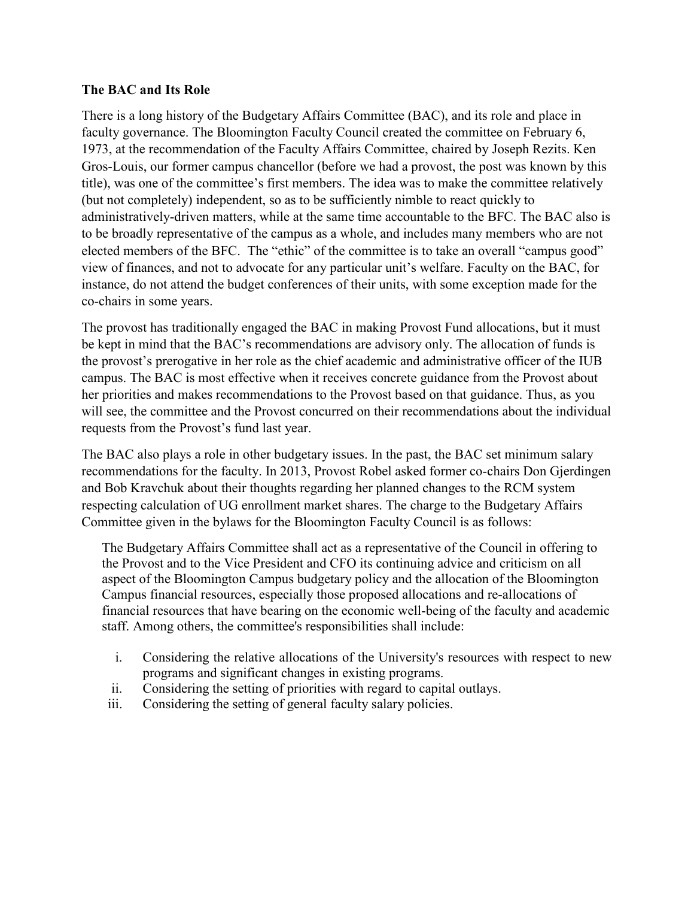**The BAC and Its Role**

There is a long history of the Budgetary Affairs Committee (BAC), and its role and place in faculty governance. The Bloomington Faculty Council created the committee on February 6, 1973, at the recommendation of the Faculty Affairs Committee, chaired by Joseph Rezits. Ken Gros-Louis, our former campus chancellor (before we had a provost, the post was known by this title), was one of the committee's first members. The idea was to make the committee relatively (but not completely) independent, so as to be sufficiently nimble to react quickly to administratively-driven matters, while at the same time accountable to the BFC. The BAC also is to be broadly representative of the campus as a whole, and includes many members who are not elected members of the BFC. The "ethic" of the committee is to take an overall "campus good" view of finances, and not to advocate for any particular unit's welfare. Faculty on the BAC, for instance, do not attend the budget conferences of their units, with some exception made for the co-chairs in some years.

The provost has traditionally engaged the BAC in making Provost Fund allocations, but it must be kept in mind that the BAC's recommendations are advisory only. The allocation of funds is the provost's prerogative in her role as the chief academic and administrative officer of the IUB campus. The BAC is most effective when it receives concrete guidance from the Provost about her priorities and makes recommendations to the Provost based on that guidance. Thus, as you will see, the committee and the Provost concurred on their recommendations about the individual requests from the Provost's fund last year.

The BAC also plays a role in other budgetary issues. In the past, the BAC set minimum salary recommendations for the faculty. In 2013, Provost Robel asked former co-chairs Don Gjerdingen and Bob Kravchuk about their thoughts regarding her planned changes to the RCM system respecting calculation of UG enrollment market shares. The charge to the Budgetary Affairs Committee given in the bylaws for the Bloomington Faculty Council is as follows:

> The Budgetary Affairs Committee shall act as a representative of the Council in offering to the Provost and to the Vice President and CFO its continuing advice and criticism on all aspect of the Bloomington Campus budgetary policy and the allocation of the Bloomington Campus financial resources, especially those proposed allocations and re-allocations of financial resources that have bearing on the economic well-being of the faculty and academic staff. Among others, the committee's responsibilities shall include:
>
> i. Considering the relative allocations of the University's resources with respect to new programs and significant changes in existing programs.
> ii. Considering the setting of priorities with regard to capital outlays.
> iii. Considering the setting of general faculty salary policies.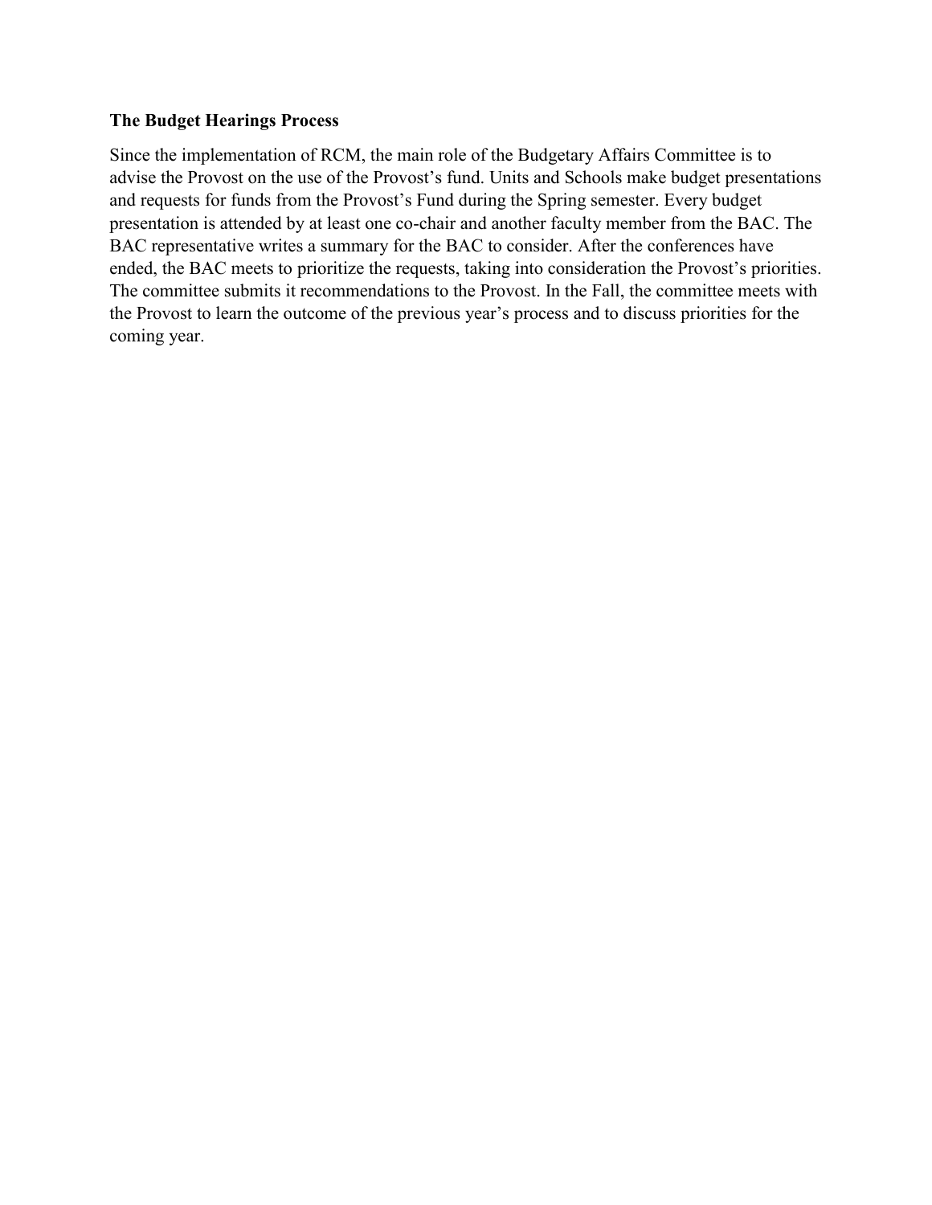**The Budget Hearings Process**

Since the implementation of RCM, the main role of the Budgetary Affairs Committee is to advise the Provost on the use of the Provost's fund. Units and Schools make budget presentations and requests for funds from the Provost's Fund during the Spring semester. Every budget presentation is attended by at least one co-chair and another faculty member from the BAC. The BAC representative writes a summary for the BAC to consider. After the conferences have ended, the BAC meets to prioritize the requests, taking into consideration the Provost's priorities. The committee submits it recommendations to the Provost. In the Fall, the committee meets with the Provost to learn the outcome of the previous year's process and to discuss priorities for the coming year.